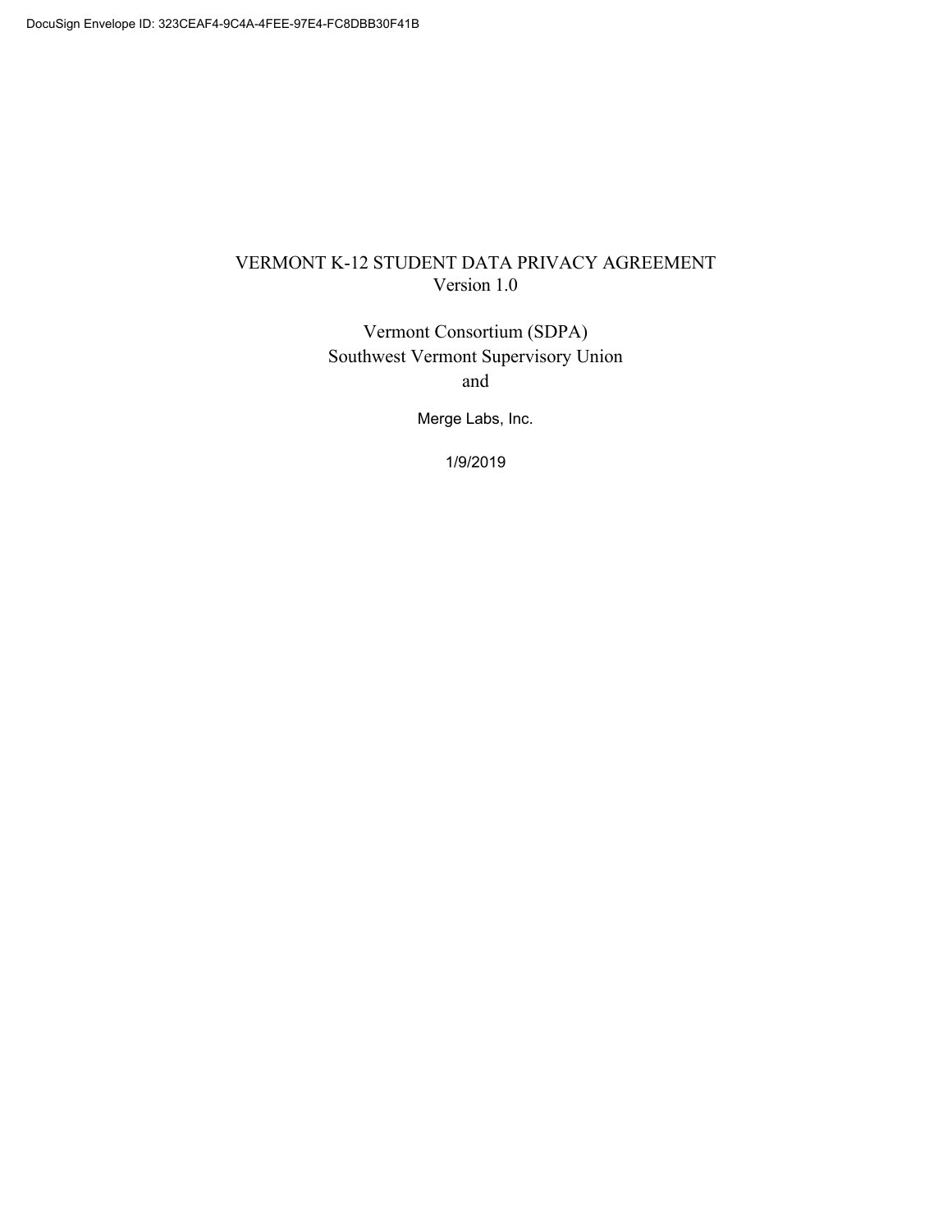DocuSign Envelope ID: 323CEAF4-9C4A-4FEE-97E4-FC8DBB30F41B

# VERMONT K-12 STUDENT DATA PRIVACY AGREEMENT
Version 1.0

Vermont Consortium (SDPA)
Southwest Vermont Supervisory Union
and

Merge Labs, Inc.

1/9/2019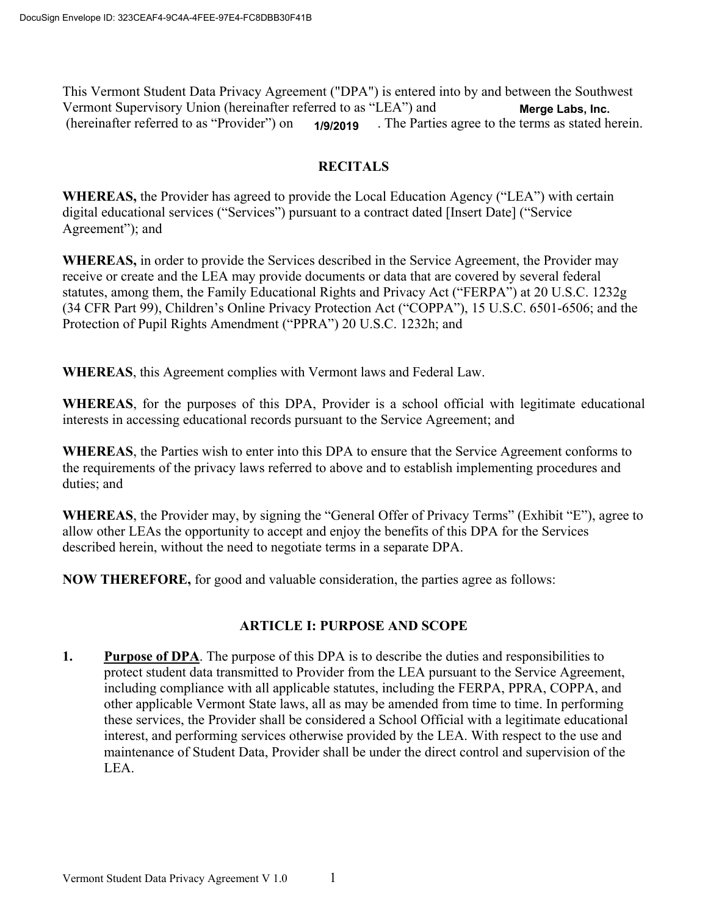This Vermont Student Data Privacy Agreement ("DPA") is entered into by and between the Southwest Vermont Supervisory Union (hereinafter referred to as "LEA") and **Merge Labs, Inc.** (hereinafter referred to as "Provider") on **1/9/2019**. The Parties agree to the terms as stated herein.

## RECITALS

**WHEREAS,** the Provider has agreed to provide the Local Education Agency ("LEA") with certain digital educational services ("Services") pursuant to a contract dated [Insert Date] ("Service Agreement"); and

**WHEREAS,** in order to provide the Services described in the Service Agreement, the Provider may receive or create and the LEA may provide documents or data that are covered by several federal statutes, among them, the Family Educational Rights and Privacy Act ("FERPA") at 20 U.S.C. 1232g (34 CFR Part 99), Children's Online Privacy Protection Act ("COPPA"), 15 U.S.C. 6501-6506; and the Protection of Pupil Rights Amendment ("PPRA") 20 U.S.C. 1232h; and

**WHEREAS**, this Agreement complies with Vermont laws and Federal Law.

**WHEREAS**, for the purposes of this DPA, Provider is a school official with legitimate educational interests in accessing educational records pursuant to the Service Agreement; and

**WHEREAS**, the Parties wish to enter into this DPA to ensure that the Service Agreement conforms to the requirements of the privacy laws referred to above and to establish implementing procedures and duties; and

**WHEREAS**, the Provider may, by signing the "General Offer of Privacy Terms" (Exhibit "E"), agree to allow other LEAs the opportunity to accept and enjoy the benefits of this DPA for the Services described herein, without the need to negotiate terms in a separate DPA.

**NOW THEREFORE,** for good and valuable consideration, the parties agree as follows:

## ARTICLE I: PURPOSE AND SCOPE

1. **Purpose of DPA**. The purpose of this DPA is to describe the duties and responsibilities to protect student data transmitted to Provider from the LEA pursuant to the Service Agreement, including compliance with all applicable statutes, including the FERPA, PPRA, COPPA, and other applicable Vermont State laws, all as may be amended from time to time. In performing these services, the Provider shall be considered a School Official with a legitimate educational interest, and performing services otherwise provided by the LEA. With respect to the use and maintenance of Student Data, Provider shall be under the direct control and supervision of the LEA.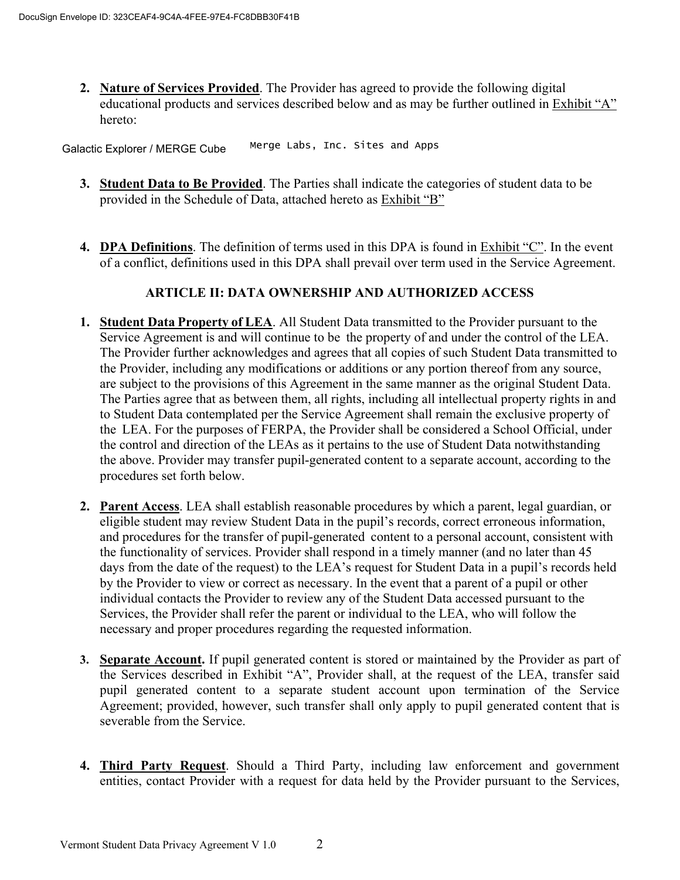2. **Nature of Services Provided**. The Provider has agreed to provide the following digital educational products and services described below and as may be further outlined in Exhibit "A" hereto:

Galactic Explorer / MERGE Cube      Merge Labs, Inc. Sites and Apps

3. **Student Data to Be Provided**. The Parties shall indicate the categories of student data to be provided in the Schedule of Data, attached hereto as Exhibit "B"

4. **DPA Definitions**. The definition of terms used in this DPA is found in Exhibit "C". In the event of a conflict, definitions used in this DPA shall prevail over term used in the Service Agreement.

## ARTICLE II: DATA OWNERSHIP AND AUTHORIZED ACCESS

1. **Student Data Property of LEA**. All Student Data transmitted to the Provider pursuant to the Service Agreement is and will continue to be the property of and under the control of the LEA. The Provider further acknowledges and agrees that all copies of such Student Data transmitted to the Provider, including any modifications or additions or any portion thereof from any source, are subject to the provisions of this Agreement in the same manner as the original Student Data. The Parties agree that as between them, all rights, including all intellectual property rights in and to Student Data contemplated per the Service Agreement shall remain the exclusive property of the LEA. For the purposes of FERPA, the Provider shall be considered a School Official, under the control and direction of the LEAs as it pertains to the use of Student Data notwithstanding the above. Provider may transfer pupil-generated content to a separate account, according to the procedures set forth below.

2. **Parent Access**. LEA shall establish reasonable procedures by which a parent, legal guardian, or eligible student may review Student Data in the pupil's records, correct erroneous information, and procedures for the transfer of pupil-generated content to a personal account, consistent with the functionality of services. Provider shall respond in a timely manner (and no later than 45 days from the date of the request) to the LEA's request for Student Data in a pupil's records held by the Provider to view or correct as necessary. In the event that a parent of a pupil or other individual contacts the Provider to review any of the Student Data accessed pursuant to the Services, the Provider shall refer the parent or individual to the LEA, who will follow the necessary and proper procedures regarding the requested information.

3. **Separate Account.** If pupil generated content is stored or maintained by the Provider as part of the Services described in Exhibit "A", Provider shall, at the request of the LEA, transfer said pupil generated content to a separate student account upon termination of the Service Agreement; provided, however, such transfer shall only apply to pupil generated content that is severable from the Service.

4. **Third Party Request**. Should a Third Party, including law enforcement and government entities, contact Provider with a request for data held by the Provider pursuant to the Services,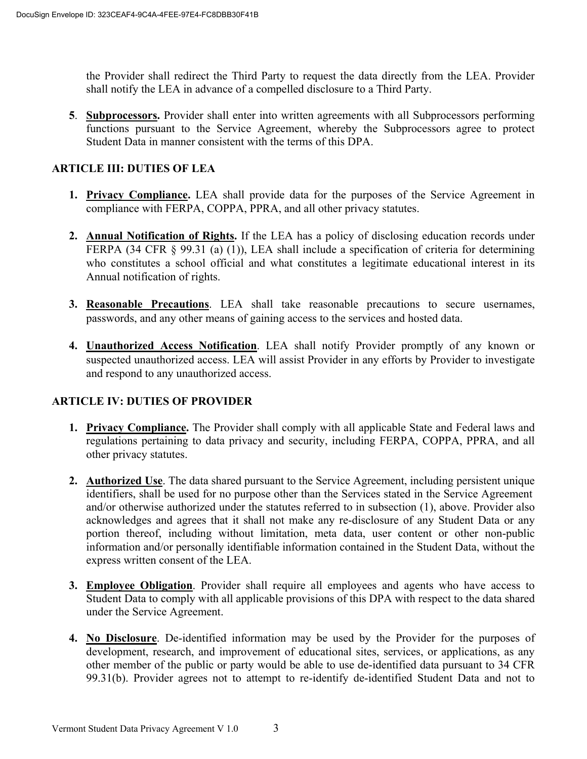the Provider shall redirect the Third Party to request the data directly from the LEA. Provider shall notify the LEA in advance of a compelled disclosure to a Third Party.

5. **Subprocessors.** Provider shall enter into written agreements with all Subprocessors performing functions pursuant to the Service Agreement, whereby the Subprocessors agree to protect Student Data in manner consistent with the terms of this DPA.

## ARTICLE III: DUTIES OF LEA

1. **Privacy Compliance.** LEA shall provide data for the purposes of the Service Agreement in compliance with FERPA, COPPA, PPRA, and all other privacy statutes.

2. **Annual Notification of Rights.** If the LEA has a policy of disclosing education records under FERPA (34 CFR § 99.31 (a) (1)), LEA shall include a specification of criteria for determining who constitutes a school official and what constitutes a legitimate educational interest in its Annual notification of rights.

3. **Reasonable Precautions**. LEA shall take reasonable precautions to secure usernames, passwords, and any other means of gaining access to the services and hosted data.

4. **Unauthorized Access Notification**. LEA shall notify Provider promptly of any known or suspected unauthorized access. LEA will assist Provider in any efforts by Provider to investigate and respond to any unauthorized access.

## ARTICLE IV: DUTIES OF PROVIDER

1. **Privacy Compliance.** The Provider shall comply with all applicable State and Federal laws and regulations pertaining to data privacy and security, including FERPA, COPPA, PPRA, and all other privacy statutes.

2. **Authorized Use**. The data shared pursuant to the Service Agreement, including persistent unique identifiers, shall be used for no purpose other than the Services stated in the Service Agreement and/or otherwise authorized under the statutes referred to in subsection (1), above. Provider also acknowledges and agrees that it shall not make any re-disclosure of any Student Data or any portion thereof, including without limitation, meta data, user content or other non-public information and/or personally identifiable information contained in the Student Data, without the express written consent of the LEA.

3. **Employee Obligation**. Provider shall require all employees and agents who have access to Student Data to comply with all applicable provisions of this DPA with respect to the data shared under the Service Agreement.

4. **No Disclosure**. De-identified information may be used by the Provider for the purposes of development, research, and improvement of educational sites, services, or applications, as any other member of the public or party would be able to use de-identified data pursuant to 34 CFR 99.31(b). Provider agrees not to attempt to re-identify de-identified Student Data and not to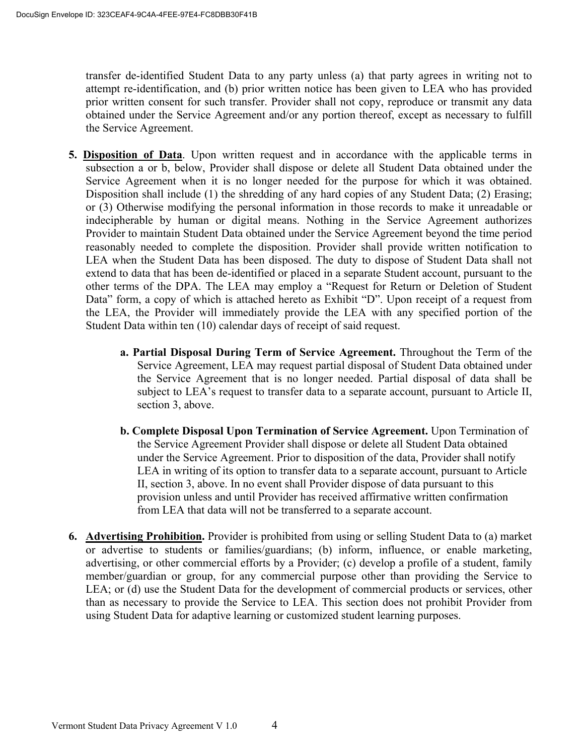transfer de-identified Student Data to any party unless (a) that party agrees in writing not to attempt re-identification, and (b) prior written notice has been given to LEA who has provided prior written consent for such transfer. Provider shall not copy, reproduce or transmit any data obtained under the Service Agreement and/or any portion thereof, except as necessary to fulfill the Service Agreement.

5. **Disposition of Data**. Upon written request and in accordance with the applicable terms in subsection a or b, below, Provider shall dispose or delete all Student Data obtained under the Service Agreement when it is no longer needed for the purpose for which it was obtained. Disposition shall include (1) the shredding of any hard copies of any Student Data; (2) Erasing; or (3) Otherwise modifying the personal information in those records to make it unreadable or indecipherable by human or digital means. Nothing in the Service Agreement authorizes Provider to maintain Student Data obtained under the Service Agreement beyond the time period reasonably needed to complete the disposition. Provider shall provide written notification to LEA when the Student Data has been disposed. The duty to dispose of Student Data shall not extend to data that has been de-identified or placed in a separate Student account, pursuant to the other terms of the DPA. The LEA may employ a "Request for Return or Deletion of Student Data" form, a copy of which is attached hereto as Exhibit "D". Upon receipt of a request from the LEA, the Provider will immediately provide the LEA with any specified portion of the Student Data within ten (10) calendar days of receipt of said request.

   **a. Partial Disposal During Term of Service Agreement.** Throughout the Term of the Service Agreement, LEA may request partial disposal of Student Data obtained under the Service Agreement that is no longer needed. Partial disposal of data shall be subject to LEA's request to transfer data to a separate account, pursuant to Article II, section 3, above.

   **b. Complete Disposal Upon Termination of Service Agreement.** Upon Termination of the Service Agreement Provider shall dispose or delete all Student Data obtained under the Service Agreement. Prior to disposition of the data, Provider shall notify LEA in writing of its option to transfer data to a separate account, pursuant to Article II, section 3, above. In no event shall Provider dispose of data pursuant to this provision unless and until Provider has received affirmative written confirmation from LEA that data will not be transferred to a separate account.

6. **Advertising Prohibition.** Provider is prohibited from using or selling Student Data to (a) market or advertise to students or families/guardians; (b) inform, influence, or enable marketing, advertising, or other commercial efforts by a Provider; (c) develop a profile of a student, family member/guardian or group, for any commercial purpose other than providing the Service to LEA; or (d) use the Student Data for the development of commercial products or services, other than as necessary to provide the Service to LEA. This section does not prohibit Provider from using Student Data for adaptive learning or customized student learning purposes.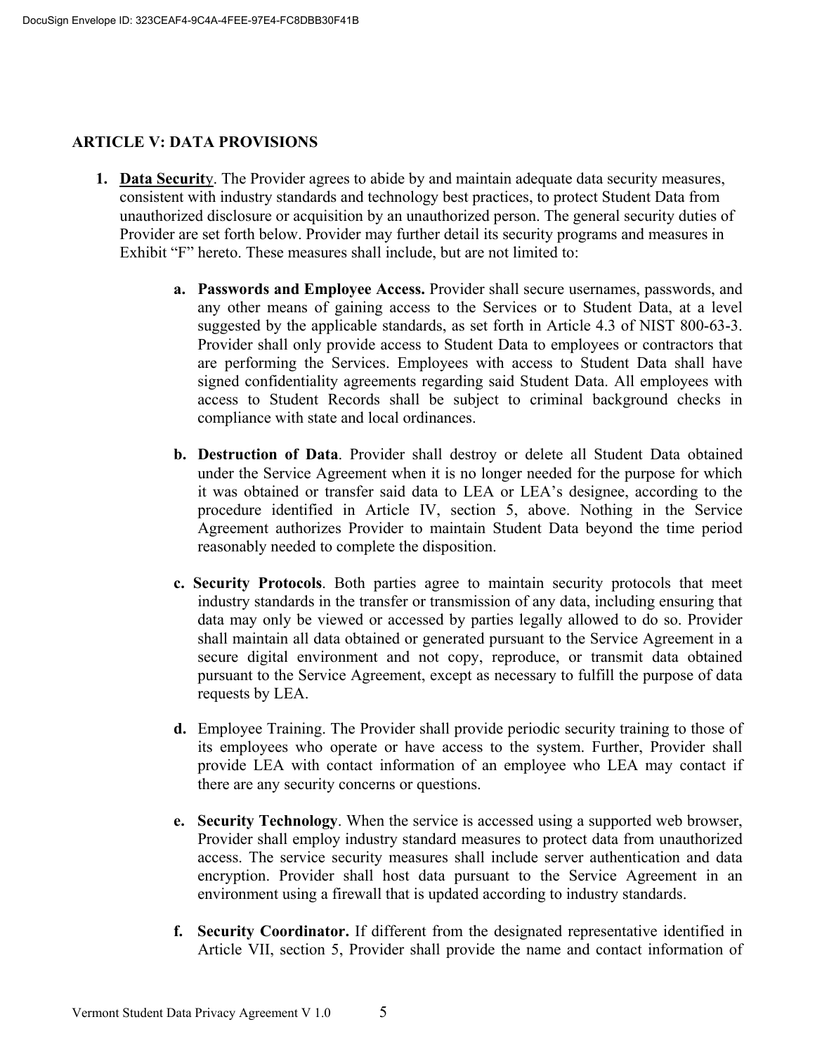## ARTICLE V: DATA PROVISIONS

1. **Data Security**. The Provider agrees to abide by and maintain adequate data security measures, consistent with industry standards and technology best practices, to protect Student Data from unauthorized disclosure or acquisition by an unauthorized person. The general security duties of Provider are set forth below. Provider may further detail its security programs and measures in Exhibit "F" hereto. These measures shall include, but are not limited to:

   a. **Passwords and Employee Access.** Provider shall secure usernames, passwords, and any other means of gaining access to the Services or to Student Data, at a level suggested by the applicable standards, as set forth in Article 4.3 of NIST 800-63-3. Provider shall only provide access to Student Data to employees or contractors that are performing the Services. Employees with access to Student Data shall have signed confidentiality agreements regarding said Student Data. All employees with access to Student Records shall be subject to criminal background checks in compliance with state and local ordinances.

   b. **Destruction of Data**. Provider shall destroy or delete all Student Data obtained under the Service Agreement when it is no longer needed for the purpose for which it was obtained or transfer said data to LEA or LEA's designee, according to the procedure identified in Article IV, section 5, above. Nothing in the Service Agreement authorizes Provider to maintain Student Data beyond the time period reasonably needed to complete the disposition.

   c. **Security Protocols**. Both parties agree to maintain security protocols that meet industry standards in the transfer or transmission of any data, including ensuring that data may only be viewed or accessed by parties legally allowed to do so. Provider shall maintain all data obtained or generated pursuant to the Service Agreement in a secure digital environment and not copy, reproduce, or transmit data obtained pursuant to the Service Agreement, except as necessary to fulfill the purpose of data requests by LEA.

   d. Employee Training. The Provider shall provide periodic security training to those of its employees who operate or have access to the system. Further, Provider shall provide LEA with contact information of an employee who LEA may contact if there are any security concerns or questions.

   e. **Security Technology**. When the service is accessed using a supported web browser, Provider shall employ industry standard measures to protect data from unauthorized access. The service security measures shall include server authentication and data encryption. Provider shall host data pursuant to the Service Agreement in an environment using a firewall that is updated according to industry standards.

   f. **Security Coordinator.** If different from the designated representative identified in Article VII, section 5, Provider shall provide the name and contact information of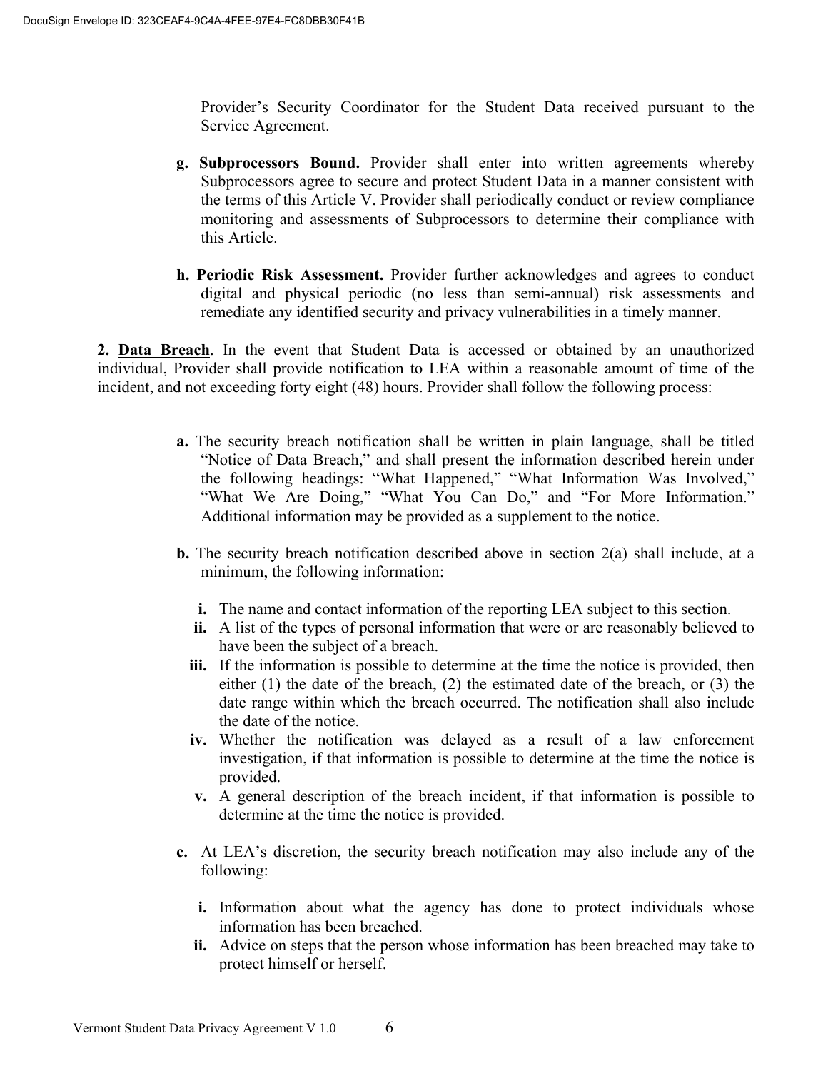Provider's Security Coordinator for the Student Data received pursuant to the Service Agreement.

**g. Subprocessors Bound.** Provider shall enter into written agreements whereby Subprocessors agree to secure and protect Student Data in a manner consistent with the terms of this Article V. Provider shall periodically conduct or review compliance monitoring and assessments of Subprocessors to determine their compliance with this Article.

**h. Periodic Risk Assessment.** Provider further acknowledges and agrees to conduct digital and physical periodic (no less than semi-annual) risk assessments and remediate any identified security and privacy vulnerabilities in a timely manner.

**2. <u>Data Breach</u>**. In the event that Student Data is accessed or obtained by an unauthorized individual, Provider shall provide notification to LEA within a reasonable amount of time of the incident, and not exceeding forty eight (48) hours. Provider shall follow the following process:

**a.** The security breach notification shall be written in plain language, shall be titled "Notice of Data Breach," and shall present the information described herein under the following headings: "What Happened," "What Information Was Involved," "What We Are Doing," "What You Can Do," and "For More Information." Additional information may be provided as a supplement to the notice.

**b.** The security breach notification described above in section 2(a) shall include, at a minimum, the following information:

- **i.** The name and contact information of the reporting LEA subject to this section.
- **ii.** A list of the types of personal information that were or are reasonably believed to have been the subject of a breach.
- **iii.** If the information is possible to determine at the time the notice is provided, then either (1) the date of the breach, (2) the estimated date of the breach, or (3) the date range within which the breach occurred. The notification shall also include the date of the notice.
- **iv.** Whether the notification was delayed as a result of a law enforcement investigation, if that information is possible to determine at the time the notice is provided.
- **v.** A general description of the breach incident, if that information is possible to determine at the time the notice is provided.

**c.** At LEA's discretion, the security breach notification may also include any of the following:

- **i.** Information about what the agency has done to protect individuals whose information has been breached.
- **ii.** Advice on steps that the person whose information has been breached may take to protect himself or herself.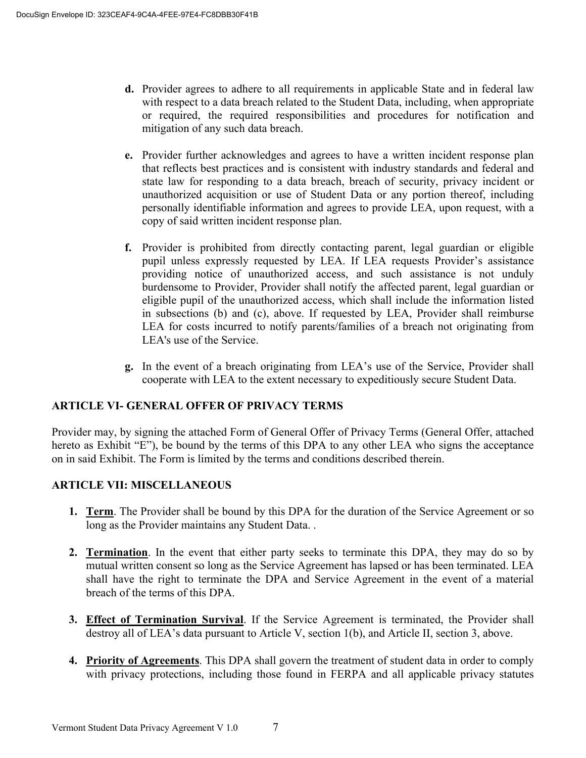d. Provider agrees to adhere to all requirements in applicable State and in federal law with respect to a data breach related to the Student Data, including, when appropriate or required, the required responsibilities and procedures for notification and mitigation of any such data breach.

e. Provider further acknowledges and agrees to have a written incident response plan that reflects best practices and is consistent with industry standards and federal and state law for responding to a data breach, breach of security, privacy incident or unauthorized acquisition or use of Student Data or any portion thereof, including personally identifiable information and agrees to provide LEA, upon request, with a copy of said written incident response plan.

f. Provider is prohibited from directly contacting parent, legal guardian or eligible pupil unless expressly requested by LEA. If LEA requests Provider's assistance providing notice of unauthorized access, and such assistance is not unduly burdensome to Provider, Provider shall notify the affected parent, legal guardian or eligible pupil of the unauthorized access, which shall include the information listed in subsections (b) and (c), above. If requested by LEA, Provider shall reimburse LEA for costs incurred to notify parents/families of a breach not originating from LEA's use of the Service.

g. In the event of a breach originating from LEA's use of the Service, Provider shall cooperate with LEA to the extent necessary to expeditiously secure Student Data.

## ARTICLE VI- GENERAL OFFER OF PRIVACY TERMS

Provider may, by signing the attached Form of General Offer of Privacy Terms (General Offer, attached hereto as Exhibit "E"), be bound by the terms of this DPA to any other LEA who signs the acceptance on in said Exhibit. The Form is limited by the terms and conditions described therein.

## ARTICLE VII: MISCELLANEOUS

1. **Term**. The Provider shall be bound by this DPA for the duration of the Service Agreement or so long as the Provider maintains any Student Data. .

2. **Termination**. In the event that either party seeks to terminate this DPA, they may do so by mutual written consent so long as the Service Agreement has lapsed or has been terminated. LEA shall have the right to terminate the DPA and Service Agreement in the event of a material breach of the terms of this DPA.

3. **Effect of Termination Survival**. If the Service Agreement is terminated, the Provider shall destroy all of LEA's data pursuant to Article V, section 1(b), and Article II, section 3, above.

4. **Priority of Agreements**. This DPA shall govern the treatment of student data in order to comply with privacy protections, including those found in FERPA and all applicable privacy statutes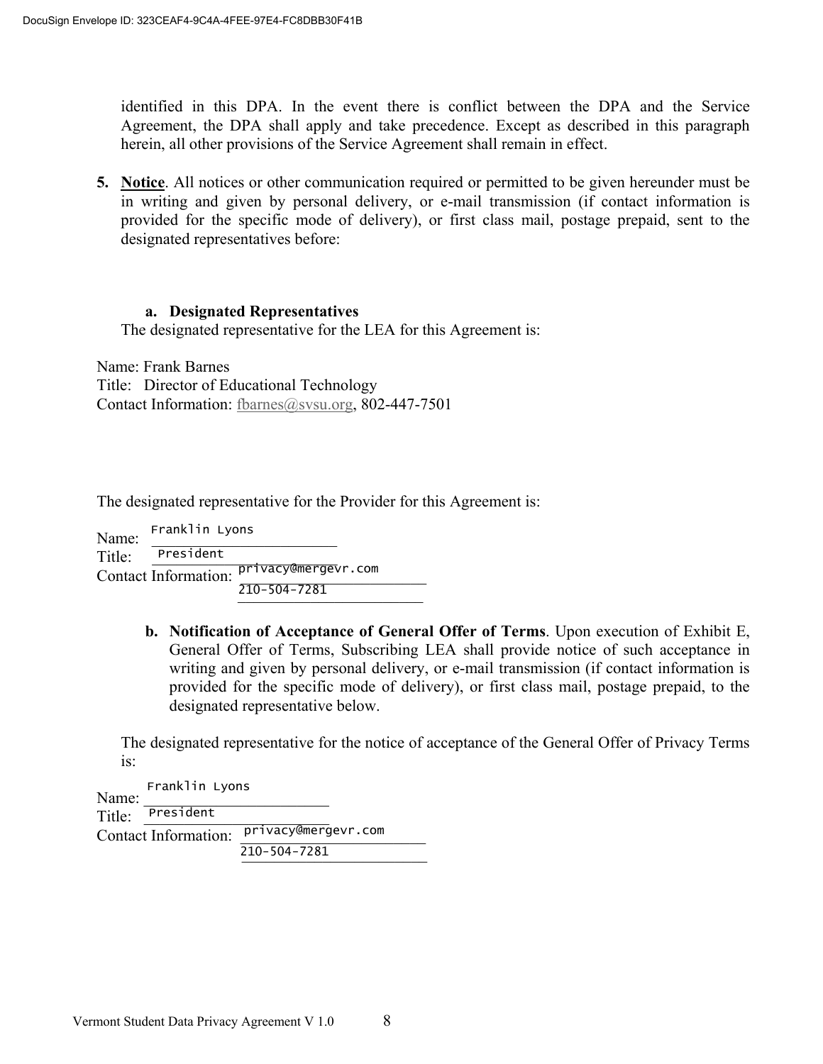identified in this DPA. In the event there is conflict between the DPA and the Service Agreement, the DPA shall apply and take precedence. Except as described in this paragraph herein, all other provisions of the Service Agreement shall remain in effect.

5. **Notice**. All notices or other communication required or permitted to be given hereunder must be in writing and given by personal delivery, or e-mail transmission (if contact information is provided for the specific mode of delivery), or first class mail, postage prepaid, sent to the designated representatives before:

**a. Designated Representatives**

The designated representative for the LEA for this Agreement is:

Name: Frank Barnes
Title: Director of Educational Technology
Contact Information: fbarnes@svsu.org, 802-447-7501

The designated representative for the Provider for this Agreement is:

Name: Franklin Lyons
Title: President
Contact Information: privacy@mergevr.com
210-504-7281

**b. Notification of Acceptance of General Offer of Terms**. Upon execution of Exhibit E, General Offer of Terms, Subscribing LEA shall provide notice of such acceptance in writing and given by personal delivery, or e-mail transmission (if contact information is provided for the specific mode of delivery), or first class mail, postage prepaid, to the designated representative below.

The designated representative for the notice of acceptance of the General Offer of Privacy Terms is:

Name: Franklin Lyons
Title: President
Contact Information: privacy@mergevr.com
210-504-7281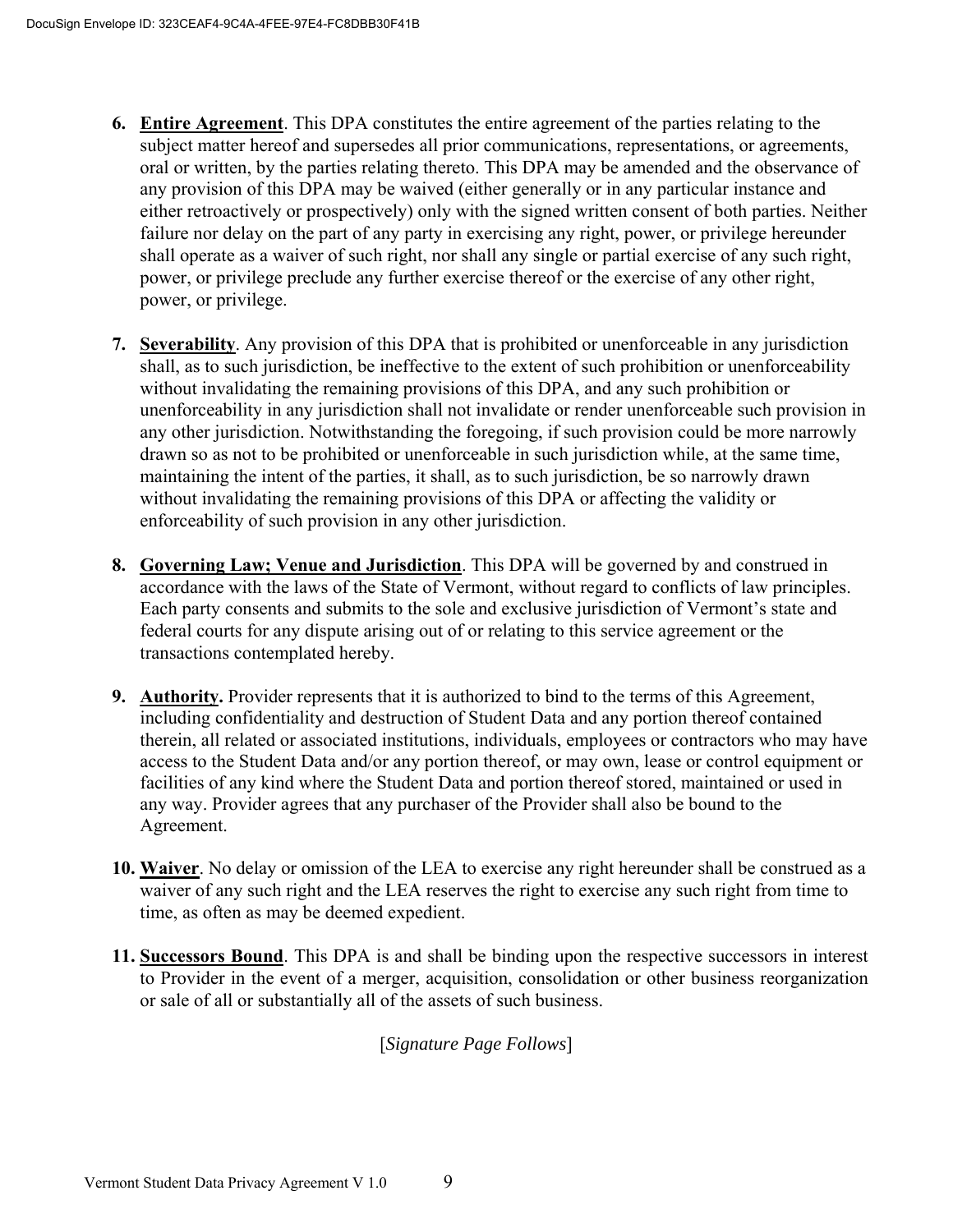6. **Entire Agreement**. This DPA constitutes the entire agreement of the parties relating to the subject matter hereof and supersedes all prior communications, representations, or agreements, oral or written, by the parties relating thereto. This DPA may be amended and the observance of any provision of this DPA may be waived (either generally or in any particular instance and either retroactively or prospectively) only with the signed written consent of both parties. Neither failure nor delay on the part of any party in exercising any right, power, or privilege hereunder shall operate as a waiver of such right, nor shall any single or partial exercise of any such right, power, or privilege preclude any further exercise thereof or the exercise of any other right, power, or privilege.

7. **Severability**. Any provision of this DPA that is prohibited or unenforceable in any jurisdiction shall, as to such jurisdiction, be ineffective to the extent of such prohibition or unenforceability without invalidating the remaining provisions of this DPA, and any such prohibition or unenforceability in any jurisdiction shall not invalidate or render unenforceable such provision in any other jurisdiction. Notwithstanding the foregoing, if such provision could be more narrowly drawn so as not to be prohibited or unenforceable in such jurisdiction while, at the same time, maintaining the intent of the parties, it shall, as to such jurisdiction, be so narrowly drawn without invalidating the remaining provisions of this DPA or affecting the validity or enforceability of such provision in any other jurisdiction.

8. **Governing Law; Venue and Jurisdiction**. This DPA will be governed by and construed in accordance with the laws of the State of Vermont, without regard to conflicts of law principles. Each party consents and submits to the sole and exclusive jurisdiction of Vermont's state and federal courts for any dispute arising out of or relating to this service agreement or the transactions contemplated hereby.

9. **Authority.** Provider represents that it is authorized to bind to the terms of this Agreement, including confidentiality and destruction of Student Data and any portion thereof contained therein, all related or associated institutions, individuals, employees or contractors who may have access to the Student Data and/or any portion thereof, or may own, lease or control equipment or facilities of any kind where the Student Data and portion thereof stored, maintained or used in any way. Provider agrees that any purchaser of the Provider shall also be bound to the Agreement.

10. **Waiver**. No delay or omission of the LEA to exercise any right hereunder shall be construed as a waiver of any such right and the LEA reserves the right to exercise any such right from time to time, as often as may be deemed expedient.

11. **Successors Bound**. This DPA is and shall be binding upon the respective successors in interest to Provider in the event of a merger, acquisition, consolidation or other business reorganization or sale of all or substantially all of the assets of such business.

[*Signature Page Follows*]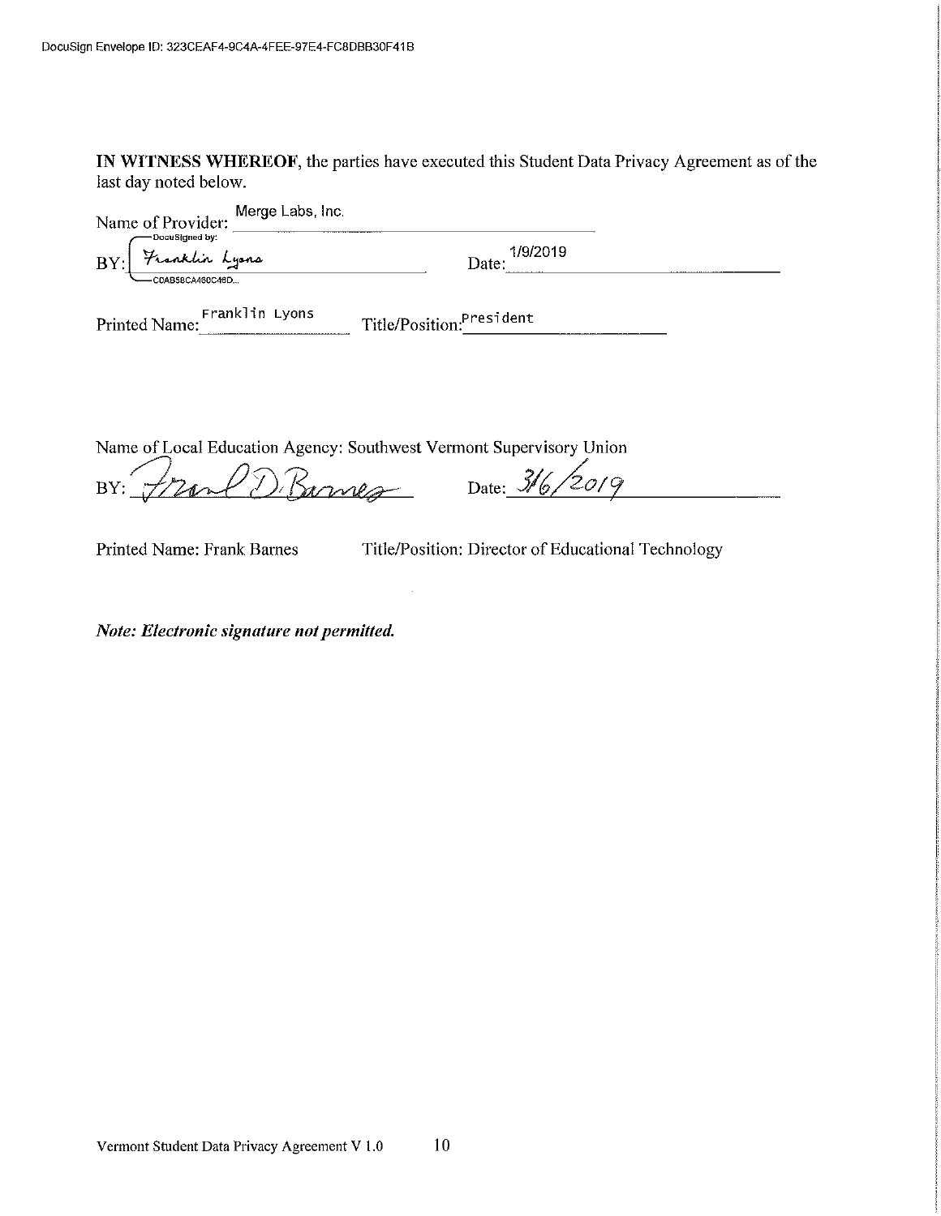DocuSign Envelope ID: 323CEAF4-9C4A-4FEE-97E4-FC8DBB30F41B

**IN WITNESS WHEREOF**, the parties have executed this Student Data Privacy Agreement as of the last day noted below.

Name of Provider: Merge Labs, Inc.

BY: Franklin Lyons Date: 1/9/2019

Printed Name: Franklin Lyons Title/Position: President

Name of Local Education Agency: Southwest Vermont Supervisory Union

BY: Frank D. Barnes Date: 3/6/2019

Printed Name: Frank Barnes Title/Position: Director of Educational Technology

***Note: Electronic signature not permitted.***

Vermont Student Data Privacy Agreement V 1.0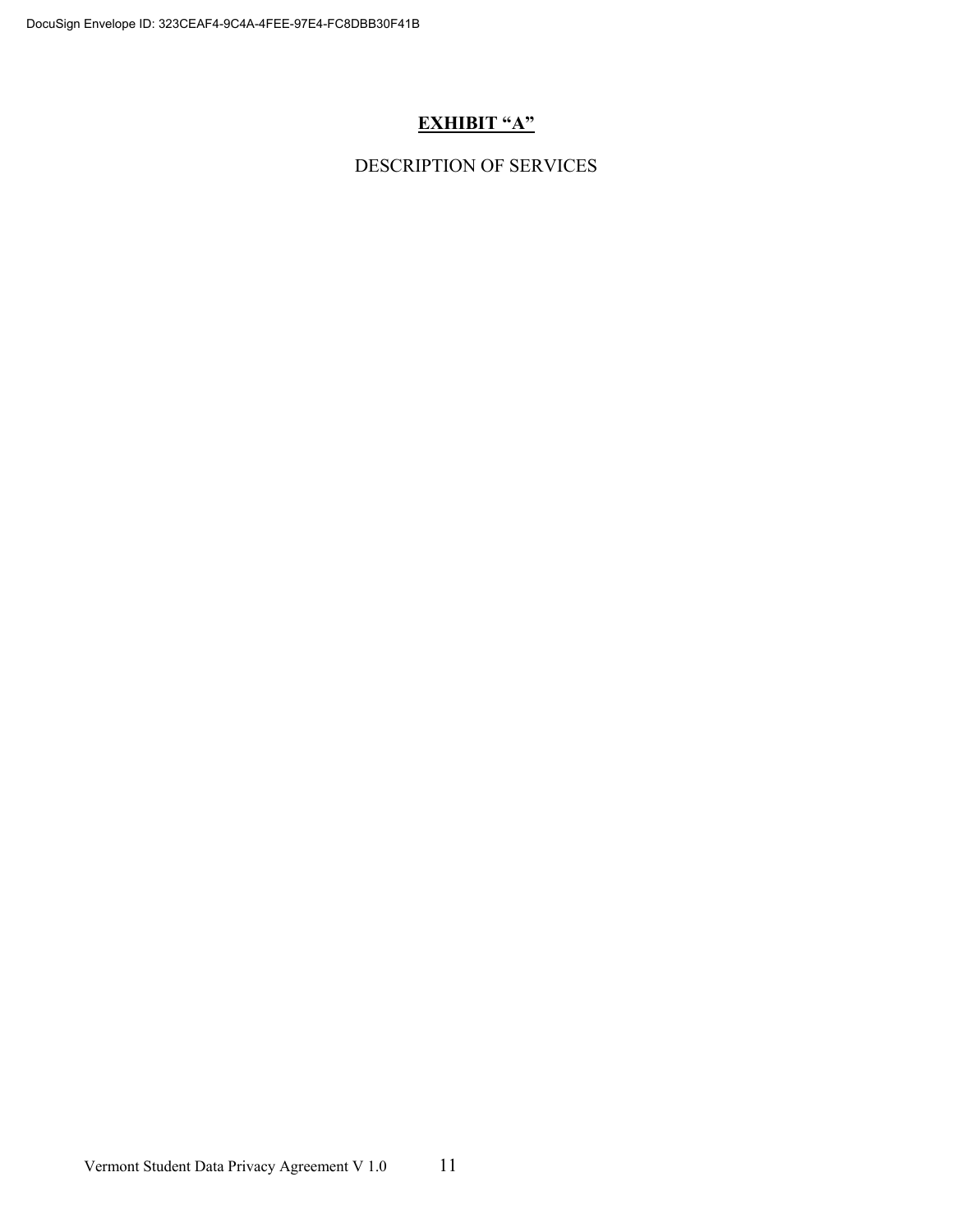# **EXHIBIT "A"**

DESCRIPTION OF SERVICES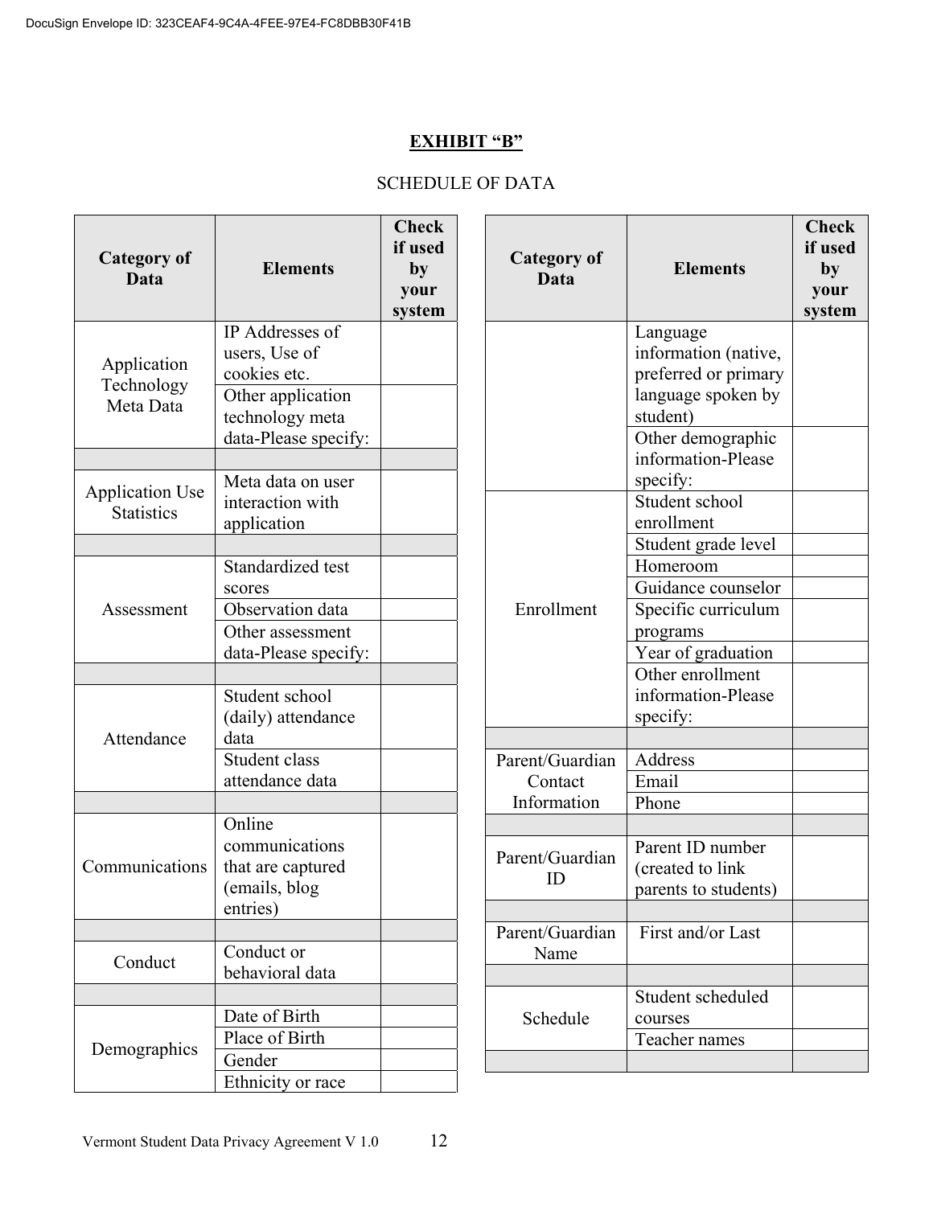## EXHIBIT "B"

SCHEDULE OF DATA

| Category of Data | Elements | Check if used by your system |
|---|---|---|
| Application Technology Meta Data | IP Addresses of users, Use of cookies etc. | |
| | Other application technology meta data-Please specify: | |
| | | |
| Application Use Statistics | Meta data on user interaction with application | |
| | | |
| Assessment | Standardized test scores | |
| | Observation data | |
| | Other assessment data-Please specify: | |
| | | |
| Attendance | Student school (daily) attendance data | |
| | Student class attendance data | |
| | | |
| Communications | Online communications that are captured (emails, blog entries) | |
| | | |
| Conduct | Conduct or behavioral data | |
| | | |
| Demographics | Date of Birth | |
| | Place of Birth | |
| | Gender | |
| | Ethnicity or race | |
| | Language information (native, preferred or primary language spoken by student) | |
| | Other demographic information-Please specify: | |
| Enrollment | Student school enrollment | |
| | Student grade level | |
| | Homeroom | |
| | Guidance counselor | |
| | Specific curriculum programs | |
| | Year of graduation | |
| | Other enrollment information-Please specify: | |
| | | |
| Parent/Guardian Contact Information | Address | |
| | Email | |
| | Phone | |
| | | |
| Parent/Guardian ID | Parent ID number (created to link parents to students) | |
| | | |
| Parent/Guardian Name | First and/or Last | |
| | | |
| Schedule | Student scheduled courses | |
| | Teacher names | |
| | | |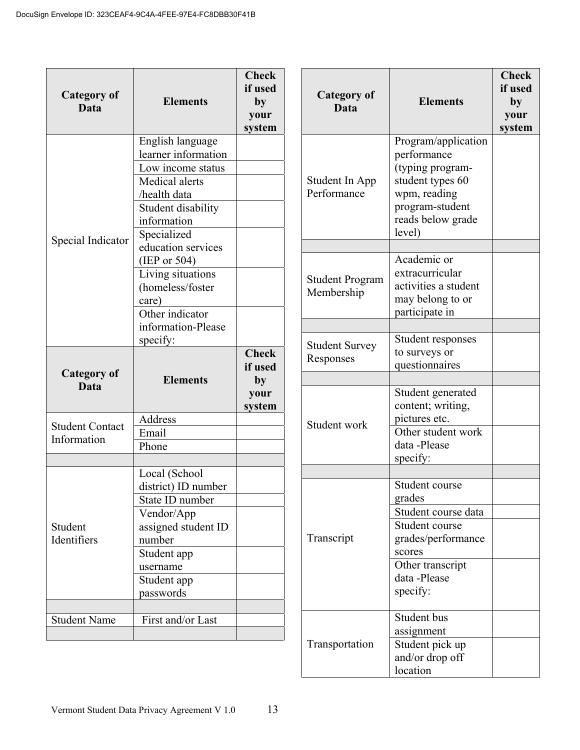| Category of Data | Elements | Check if used by your system |
|---|---|---|
| Special Indicator | English language learner information | |
| | Low income status | |
| | Medical alerts /health data | |
| | Student disability information | |
| | Specialized education services (IEP or 504) | |
| | Living situations (homeless/foster care) | |
| | Other indicator information-Please specify: | |

| Category of Data | Elements | Check if used by your system |
|---|---|---|
| Student Contact Information | Address | |
| | Email | |
| | Phone | |
| | | |
| Student Identifiers | Local (School district) ID number | |
| | State ID number | |
| | Vendor/App assigned student ID number | |
| | Student app username | |
| | Student app passwords | |
| | | |
| Student Name | First and/or Last | |
| | | |

| Category of Data | Elements | Check if used by your system |
|---|---|---|
| Student In App Performance | Program/application performance (typing program-student types 60 wpm, reading program-student reads below grade level) | |
| | | |
| Student Program Membership | Academic or extracurricular activities a student may belong to or participate in | |
| | | |
| Student Survey Responses | Student responses to surveys or questionnaires | |
| | | |
| Student work | Student generated content; writing, pictures etc. | |
| | Other student work data -Please specify: | |
| | | |
| Transcript | Student course grades | |
| | Student course data | |
| | Student course grades/performance scores | |
| | Other transcript data -Please specify: | |
| Transportation | Student bus assignment | |
| | Student pick up and/or drop off location | |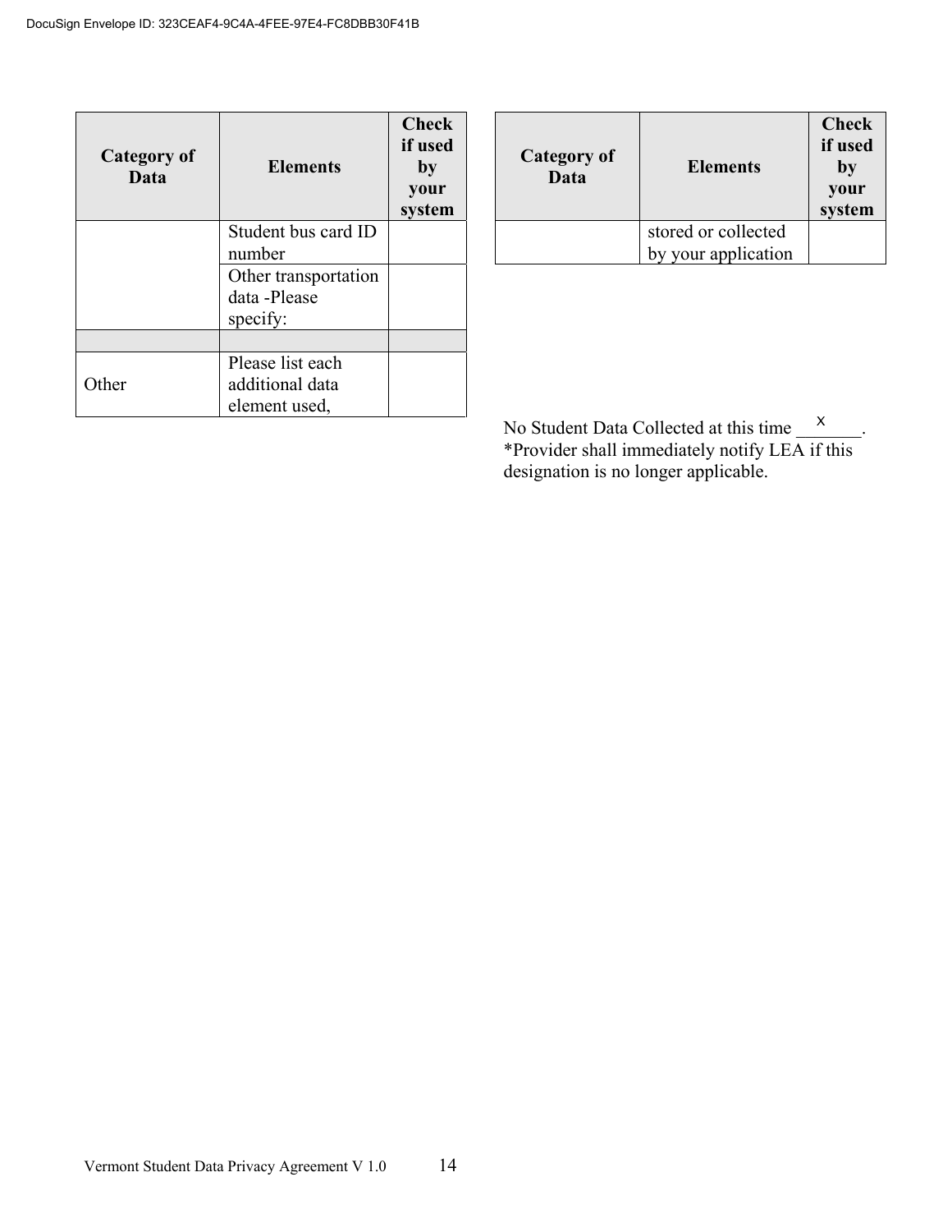| Category of Data | Elements | Check if used by your system |
|---|---|---|
| | Student bus card ID number | |
| | Other transportation data -Please specify: | |
| | | |
| Other | Please list each additional data element used, | |

| Category of Data | Elements | Check if used by your system |
|---|---|---|
| | stored or collected by your application | |

No Student Data Collected at this time ___X____.
*Provider shall immediately notify LEA if this designation is no longer applicable.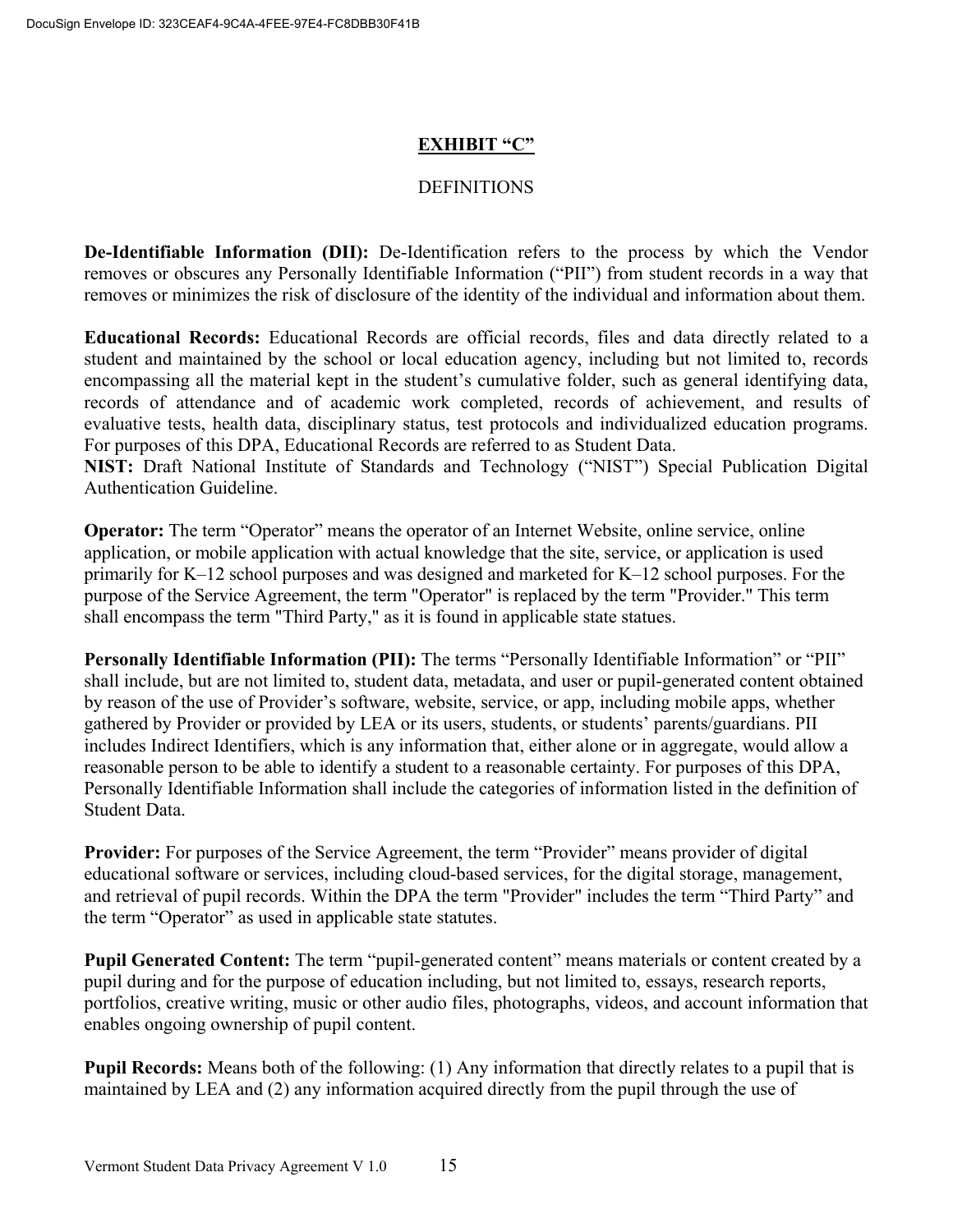# EXHIBIT "C"

## DEFINITIONS

**De-Identifiable Information (DII):** De-Identification refers to the process by which the Vendor removes or obscures any Personally Identifiable Information ("PII") from student records in a way that removes or minimizes the risk of disclosure of the identity of the individual and information about them.

**Educational Records:** Educational Records are official records, files and data directly related to a student and maintained by the school or local education agency, including but not limited to, records encompassing all the material kept in the student's cumulative folder, such as general identifying data, records of attendance and of academic work completed, records of achievement, and results of evaluative tests, health data, disciplinary status, test protocols and individualized education programs. For purposes of this DPA, Educational Records are referred to as Student Data.

**NIST:** Draft National Institute of Standards and Technology ("NIST") Special Publication Digital Authentication Guideline.

**Operator:** The term "Operator" means the operator of an Internet Website, online service, online application, or mobile application with actual knowledge that the site, service, or application is used primarily for K–12 school purposes and was designed and marketed for K–12 school purposes. For the purpose of the Service Agreement, the term "Operator" is replaced by the term "Provider." This term shall encompass the term "Third Party," as it is found in applicable state statues.

**Personally Identifiable Information (PII):** The terms "Personally Identifiable Information" or "PII" shall include, but are not limited to, student data, metadata, and user or pupil-generated content obtained by reason of the use of Provider's software, website, service, or app, including mobile apps, whether gathered by Provider or provided by LEA or its users, students, or students' parents/guardians. PII includes Indirect Identifiers, which is any information that, either alone or in aggregate, would allow a reasonable person to be able to identify a student to a reasonable certainty. For purposes of this DPA, Personally Identifiable Information shall include the categories of information listed in the definition of Student Data.

**Provider:** For purposes of the Service Agreement, the term "Provider" means provider of digital educational software or services, including cloud-based services, for the digital storage, management, and retrieval of pupil records. Within the DPA the term "Provider" includes the term "Third Party" and the term "Operator" as used in applicable state statutes.

**Pupil Generated Content:** The term "pupil-generated content" means materials or content created by a pupil during and for the purpose of education including, but not limited to, essays, research reports, portfolios, creative writing, music or other audio files, photographs, videos, and account information that enables ongoing ownership of pupil content.

**Pupil Records:** Means both of the following: (1) Any information that directly relates to a pupil that is maintained by LEA and (2) any information acquired directly from the pupil through the use of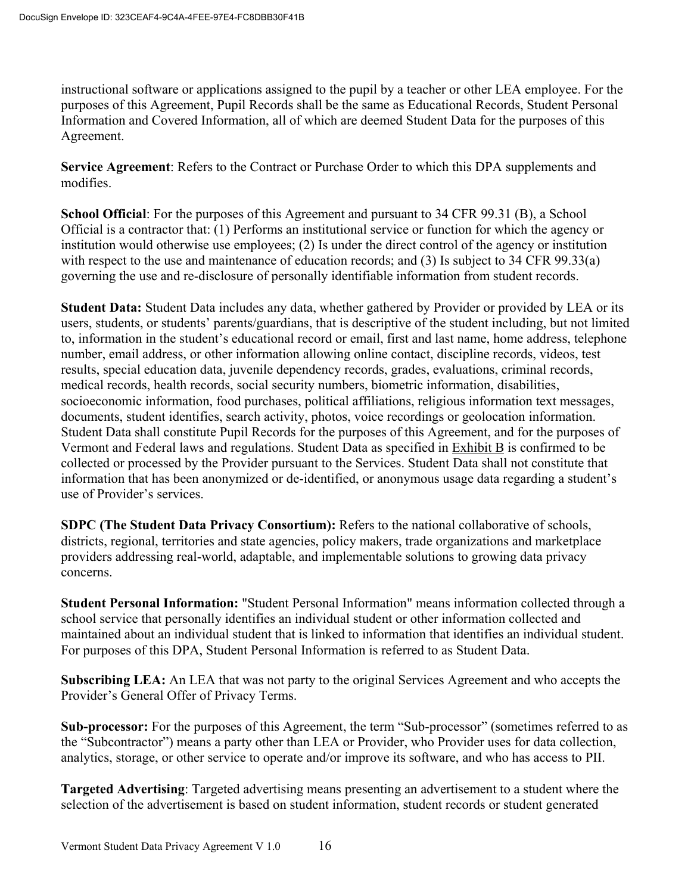instructional software or applications assigned to the pupil by a teacher or other LEA employee. For the purposes of this Agreement, Pupil Records shall be the same as Educational Records, Student Personal Information and Covered Information, all of which are deemed Student Data for the purposes of this Agreement.

**Service Agreement**: Refers to the Contract or Purchase Order to which this DPA supplements and modifies.

**School Official**: For the purposes of this Agreement and pursuant to 34 CFR 99.31 (B), a School Official is a contractor that: (1) Performs an institutional service or function for which the agency or institution would otherwise use employees; (2) Is under the direct control of the agency or institution with respect to the use and maintenance of education records; and (3) Is subject to 34 CFR 99.33(a) governing the use and re-disclosure of personally identifiable information from student records.

**Student Data:** Student Data includes any data, whether gathered by Provider or provided by LEA or its users, students, or students' parents/guardians, that is descriptive of the student including, but not limited to, information in the student's educational record or email, first and last name, home address, telephone number, email address, or other information allowing online contact, discipline records, videos, test results, special education data, juvenile dependency records, grades, evaluations, criminal records, medical records, health records, social security numbers, biometric information, disabilities, socioeconomic information, food purchases, political affiliations, religious information text messages, documents, student identifies, search activity, photos, voice recordings or geolocation information. Student Data shall constitute Pupil Records for the purposes of this Agreement, and for the purposes of Vermont and Federal laws and regulations. Student Data as specified in Exhibit B is confirmed to be collected or processed by the Provider pursuant to the Services. Student Data shall not constitute that information that has been anonymized or de-identified, or anonymous usage data regarding a student's use of Provider's services.

**SDPC (The Student Data Privacy Consortium):** Refers to the national collaborative of schools, districts, regional, territories and state agencies, policy makers, trade organizations and marketplace providers addressing real-world, adaptable, and implementable solutions to growing data privacy concerns.

**Student Personal Information:** "Student Personal Information" means information collected through a school service that personally identifies an individual student or other information collected and maintained about an individual student that is linked to information that identifies an individual student. For purposes of this DPA, Student Personal Information is referred to as Student Data.

**Subscribing LEA:** An LEA that was not party to the original Services Agreement and who accepts the Provider's General Offer of Privacy Terms.

**Sub-processor:** For the purposes of this Agreement, the term "Sub-processor" (sometimes referred to as the "Subcontractor") means a party other than LEA or Provider, who Provider uses for data collection, analytics, storage, or other service to operate and/or improve its software, and who has access to PII.

**Targeted Advertising**: Targeted advertising means presenting an advertisement to a student where the selection of the advertisement is based on student information, student records or student generated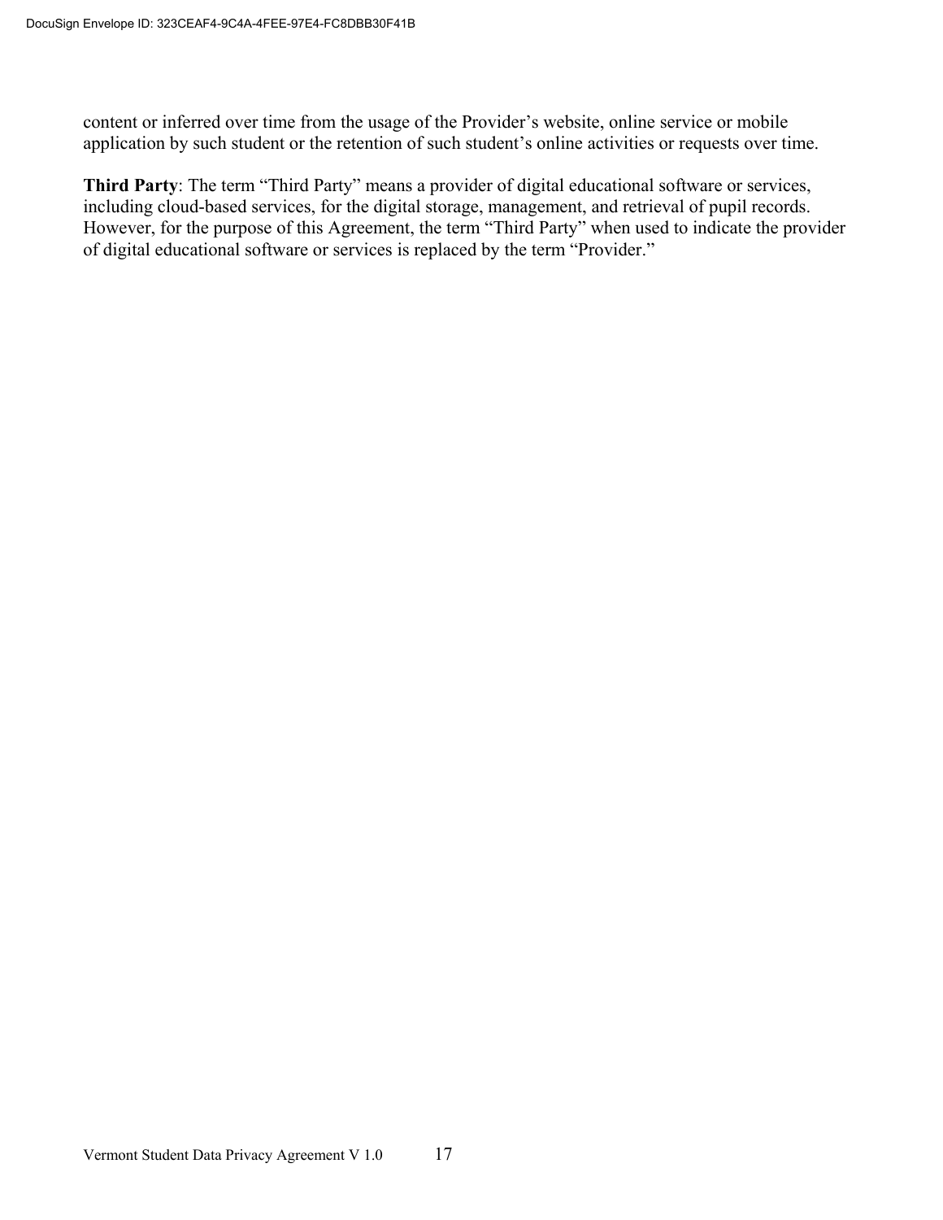content or inferred over time from the usage of the Provider's website, online service or mobile application by such student or the retention of such student's online activities or requests over time.

**Third Party**: The term "Third Party" means a provider of digital educational software or services, including cloud-based services, for the digital storage, management, and retrieval of pupil records. However, for the purpose of this Agreement, the term "Third Party" when used to indicate the provider of digital educational software or services is replaced by the term "Provider."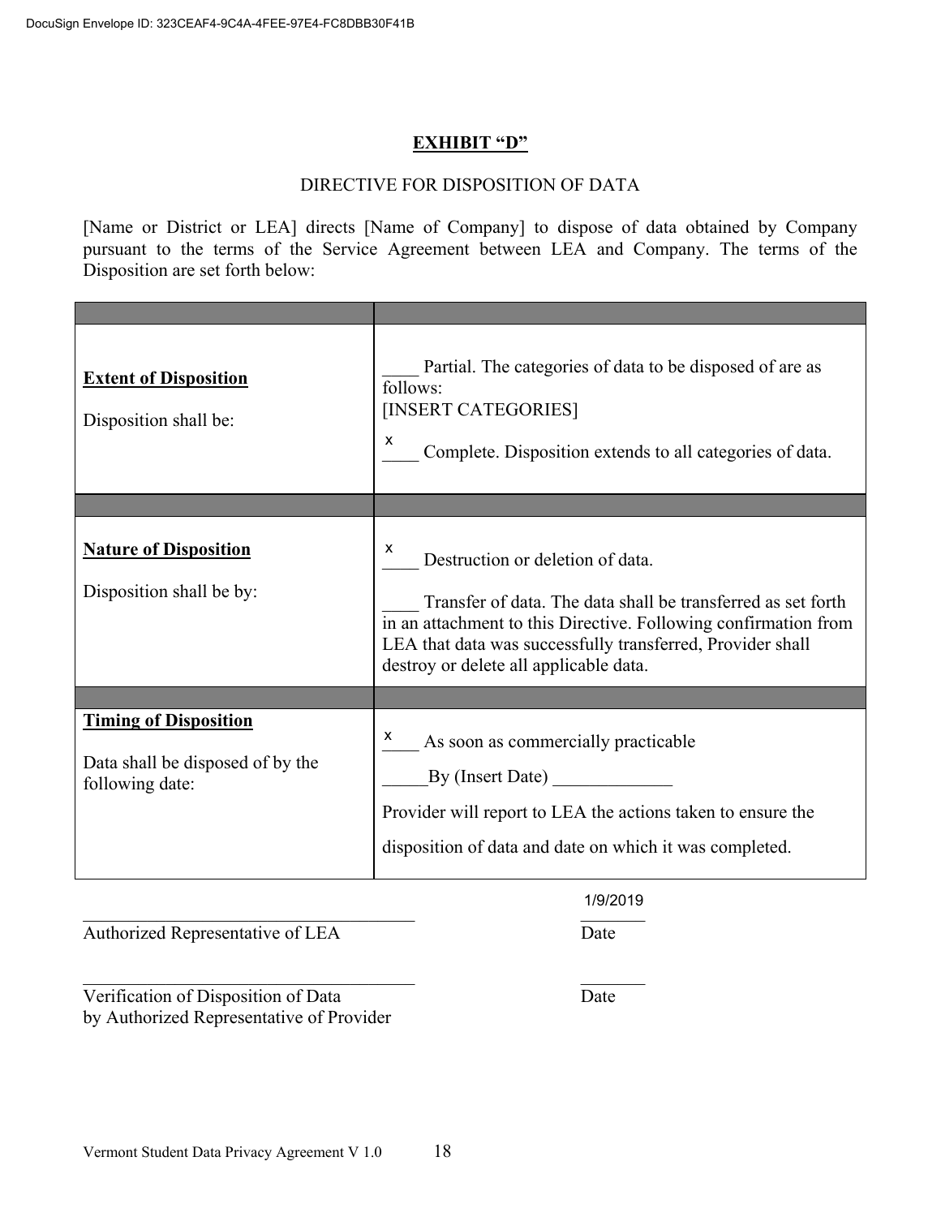# EXHIBIT "D"

DIRECTIVE FOR DISPOSITION OF DATA

[Name or District or LEA] directs [Name of Company] to dispose of data obtained by Company pursuant to the terms of the Service Agreement between LEA and Company. The terms of the Disposition are set forth below:

| | |
|---|---|
| **Extent of Disposition**<br><br>Disposition shall be: | ____ Partial. The categories of data to be disposed of are as follows:<br>[INSERT CATEGORIES]<br><br>_x_ Complete. Disposition extends to all categories of data. |
| | |
| **Nature of Disposition**<br><br>Disposition shall be by: | _x_ Destruction or deletion of data.<br><br>____ Transfer of data. The data shall be transferred as set forth in an attachment to this Directive. Following confirmation from LEA that data was successfully transferred, Provider shall destroy or delete all applicable data. |
| | |
| **Timing of Disposition**<br><br>Data shall be disposed of by the following date: | _x_ As soon as commercially practicable<br><br>_____By (Insert Date) _____________<br><br>Provider will report to LEA the actions taken to ensure the disposition of data and date on which it was completed. |

_________________________________ 1/9/2019
Authorized Representative of LEA Date

_________________________________ _______
Verification of Disposition of Data Date
by Authorized Representative of Provider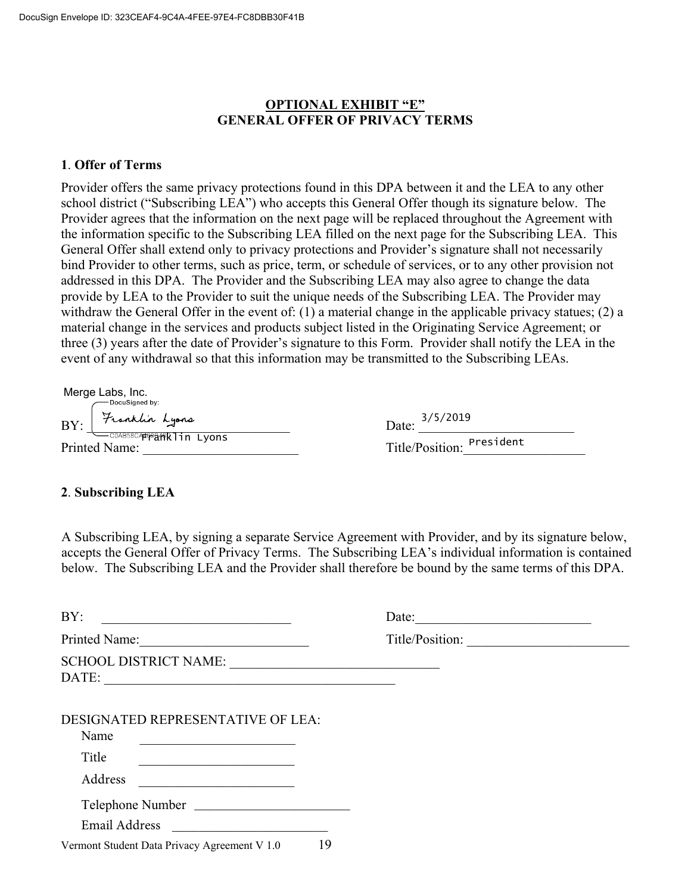**OPTIONAL EXHIBIT "E"**
**GENERAL OFFER OF PRIVACY TERMS**

**1**. **Offer of Terms**

Provider offers the same privacy protections found in this DPA between it and the LEA to any other school district ("Subscribing LEA") who accepts this General Offer though its signature below. The Provider agrees that the information on the next page will be replaced throughout the Agreement with the information specific to the Subscribing LEA filled on the next page for the Subscribing LEA. This General Offer shall extend only to privacy protections and Provider's signature shall not necessarily bind Provider to other terms, such as price, term, or schedule of services, or to any other provision not addressed in this DPA. The Provider and the Subscribing LEA may also agree to change the data provide by LEA to the Provider to suit the unique needs of the Subscribing LEA. The Provider may withdraw the General Offer in the event of: (1) a material change in the applicable privacy statues; (2) a material change in the services and products subject listed in the Originating Service Agreement; or three (3) years after the date of Provider's signature to this Form. Provider shall notify the LEA in the event of any withdrawal so that this information may be transmitted to the Subscribing LEAs.

Merge Labs, Inc.

BY: Franklin Lyons — Date: 3/5/2019

Printed Name: Franklin Lyons — Title/Position: President

**2**. **Subscribing LEA**

A Subscribing LEA, by signing a separate Service Agreement with Provider, and by its signature below, accepts the General Offer of Privacy Terms. The Subscribing LEA's individual information is contained below. The Subscribing LEA and the Provider shall therefore be bound by the same terms of this DPA.

BY: ____________________________ Date: ____________________________

Printed Name: ____________________________ Title/Position: ____________________________

SCHOOL DISTRICT NAME: ________________________________

DATE: ____________________________________________

DESIGNATED REPRESENTATIVE OF LEA:

Name ________________________

Title ________________________

Address ________________________

Telephone Number ________________________

Email Address ________________________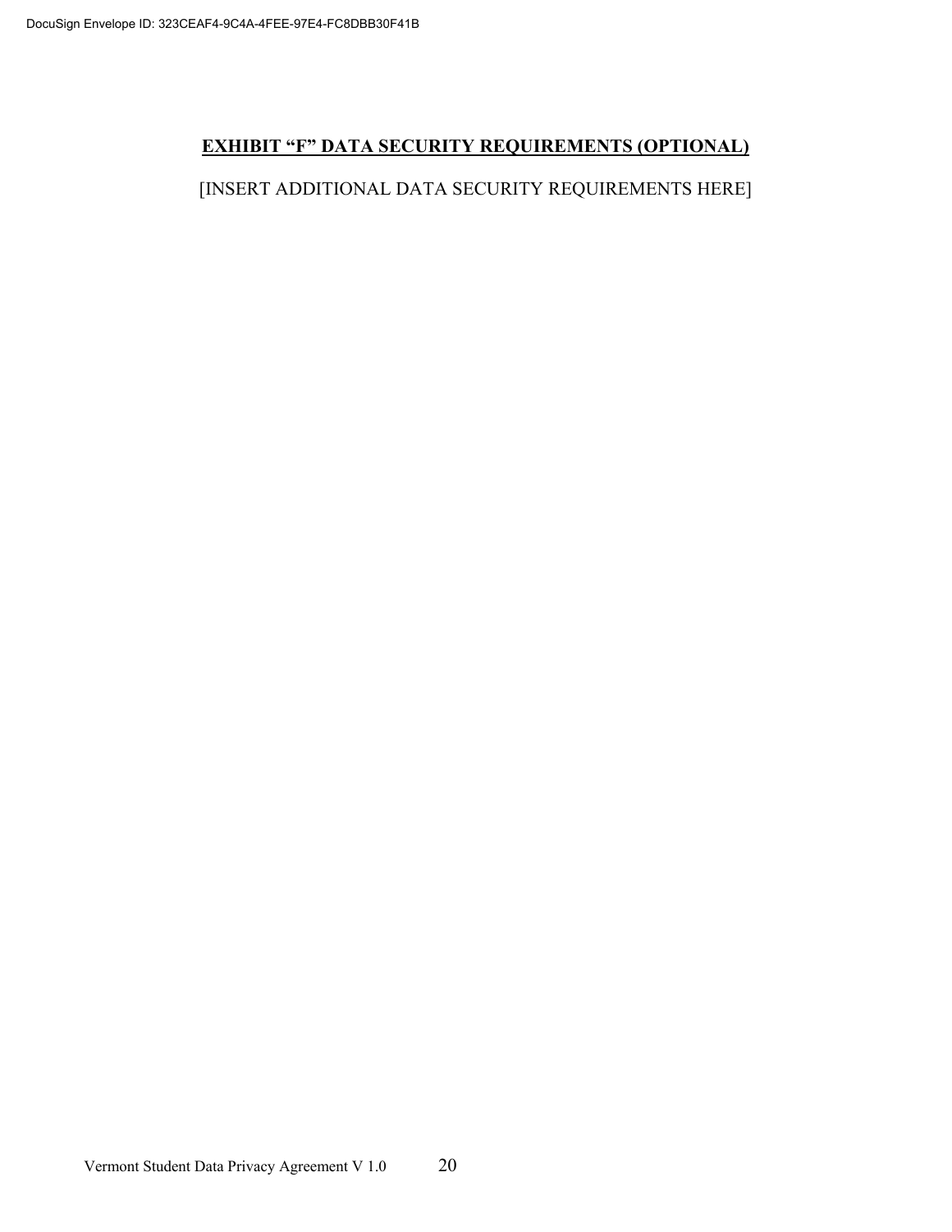# EXHIBIT "F" DATA SECURITY REQUIREMENTS (OPTIONAL)

[INSERT ADDITIONAL DATA SECURITY REQUIREMENTS HERE]